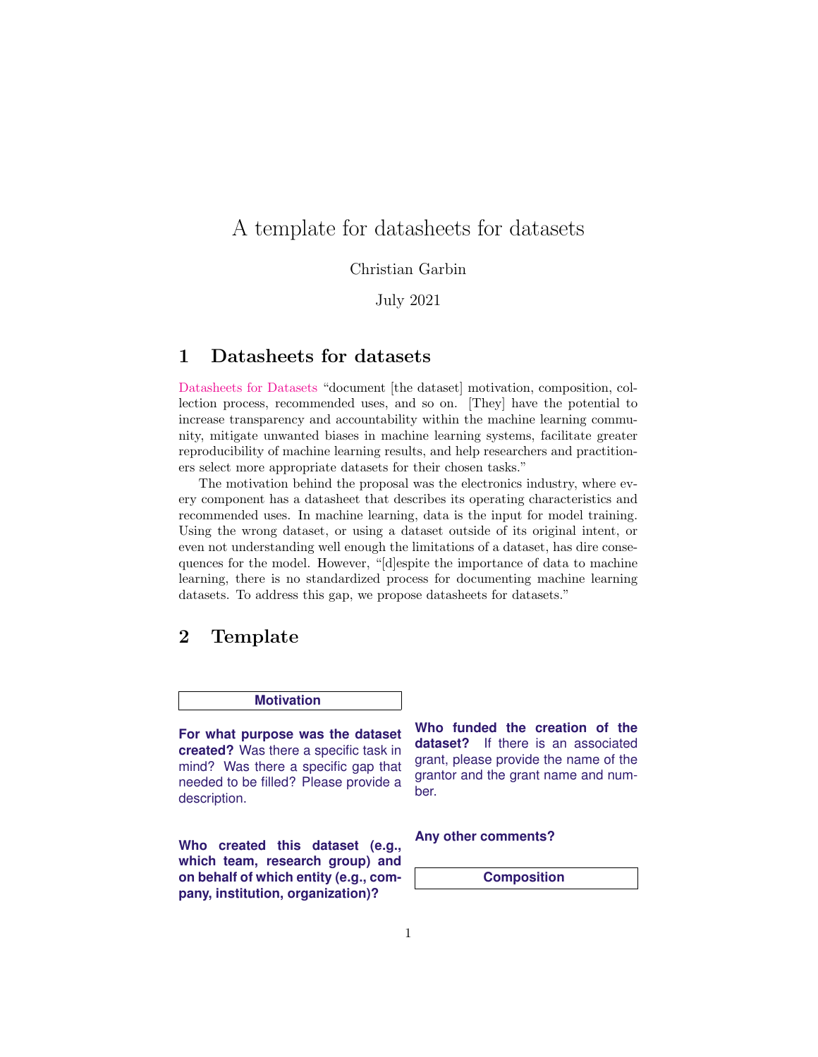# A template for datasheets for datasets

Christian Garbin

July 2021

## 1 Datasheets for datasets

Datasheets for Datasets "document [the dataset] motivation, composition, collection process, recommended uses, and so on. [They] have the potential to increase transparency and accountability within the machine learning community, mitigate unwanted biases in machine learning systems, facilitate greater reproducibility of machine learning results, and help researchers and practitioners select more appropriate datasets for their chosen tasks."

The motivation behind the proposal was the electronics industry, where every component has a datasheet that describes its operating characteristics and recommended uses. In machine learning, data is the input for model training. Using the wrong dataset, or using a dataset outside of its original intent, or even not understanding well enough the limitations of a dataset, has dire consequences for the model. However, "[d]espite the importance of data to machine learning, there is no standardized process for documenting machine learning datasets. To address this gap, we propose datasheets for datasets."

## 2 Template

### Motivation

**For what purpose was the dataset created?** Was there a specific task in mind? Was there a specific gap that needed to be filled? Please provide a description.

**Who created this dataset (e.g., which team, research group) and on behalf of which entity (e.g., company, institution, organization)?**

**Who funded the creation of the dataset?** If there is an associated grant, please provide the name of the grantor and the grant name and number.

**Any other comments?**

### Composition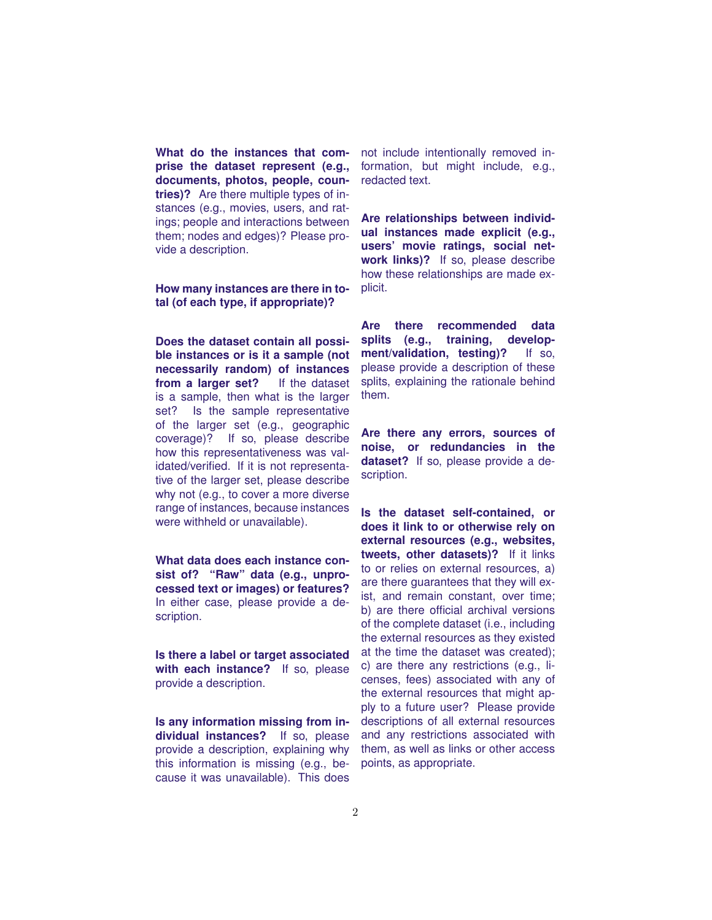**What do the instances that comprise the dataset represent (e.g., documents, photos, people, countries)?** Are there multiple types of instances (e.g., movies, users, and ratings; people and interactions between them; nodes and edges)? Please provide a description.

**How many instances are there in total (of each type, if appropriate)?**

**Does the dataset contain all possible instances or is it a sample (not necessarily random) of instances from a larger set?** If the dataset is a sample, then what is the larger set? Is the sample representative of the larger set (e.g., geographic coverage)? If so, please describe how this representativeness was validated/verified. If it is not representative of the larger set, please describe why not (e.g., to cover a more diverse range of instances, because instances were withheld or unavailable).

**What data does each instance consist of? "Raw" data (e.g., unprocessed text or images) or features?** In either case, please provide a description.

**Is there a label or target associated with each instance?** If so, please provide a description.

**Is any information missing from individual instances?** If so, please provide a description, explaining why this information is missing (e.g., because it was unavailable). This does not include intentionally removed information, but might include, e.g., redacted text.

**Are relationships between individual instances made explicit (e.g., users' movie ratings, social network links)?** If so, please describe how these relationships are made explicit.

**Are there recommended data splits (e.g., training, development/validation, testing)?** If so, please provide a description of these splits, explaining the rationale behind them.

**Are there any errors, sources of noise, or redundancies in the dataset?** If so, please provide a description.

**Is the dataset self-contained, or does it link to or otherwise rely on external resources (e.g., websites, tweets, other datasets)?** If it links to or relies on external resources, a) are there guarantees that they will exist, and remain constant, over time; b) are there official archival versions of the complete dataset (i.e., including the external resources as they existed at the time the dataset was created); c) are there any restrictions (e.g., licenses, fees) associated with any of the external resources that might apply to a future user? Please provide descriptions of all external resources and any restrictions associated with them, as well as links or other access points, as appropriate.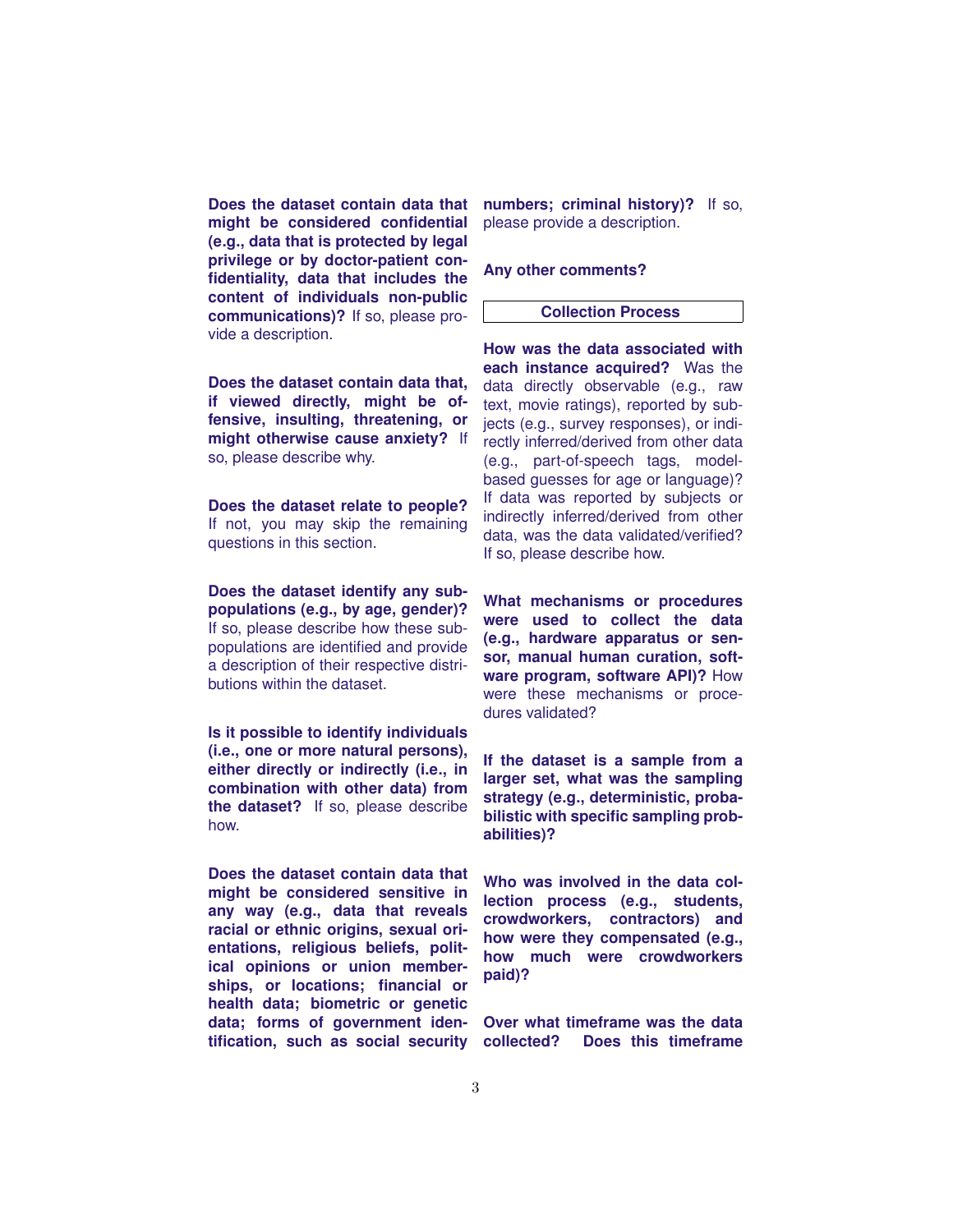**Does the dataset contain data that might be considered confidential (e.g., data that is protected by legal privilege or by doctor-patient confidentiality, data that includes the content of individuals non-public communications)?** If so, please provide a description.

**Does the dataset contain data that, if viewed directly, might be offensive, insulting, threatening, or might otherwise cause anxiety?** If so, please describe why.

**Does the dataset relate to people?** If not, you may skip the remaining questions in this section.

**Does the dataset identify any subpopulations (e.g., by age, gender)?** If so, please describe how these subpopulations are identified and provide a description of their respective distributions within the dataset.

**Is it possible to identify individuals (i.e., one or more natural persons), either directly or indirectly (i.e., in combination with other data) from the dataset?** If so, please describe how.

**Does the dataset contain data that might be considered sensitive in any way (e.g., data that reveals racial or ethnic origins, sexual orientations, religious beliefs, political opinions or union memberships, or locations; financial or health data; biometric or genetic data; forms of government identification, such as social security numbers; criminal history)?** If so, please provide a description.

**Any other comments?**

## Collection Process

**How was the data associated with each instance acquired?** Was the data directly observable (e.g., raw text, movie ratings), reported by subjects (e.g., survey responses), or indirectly inferred/derived from other data (e.g., part-of-speech tags, model-based guesses for age or language)? If data was reported by subjects or indirectly inferred/derived from other data, was the data validated/verified? If so, please describe how.

**What mechanisms or procedures were used to collect the data (e.g., hardware apparatus or sensor, manual human curation, software program, software API)?** How were these mechanisms or procedures validated?

**If the dataset is a sample from a larger set, what was the sampling strategy (e.g., deterministic, probabilistic with specific sampling probabilities)?**

**Who was involved in the data collection process (e.g., students, crowdworkers, contractors) and how were they compensated (e.g., how much were crowdworkers paid)?**

**Over what timeframe was the data collected? Does this timeframe**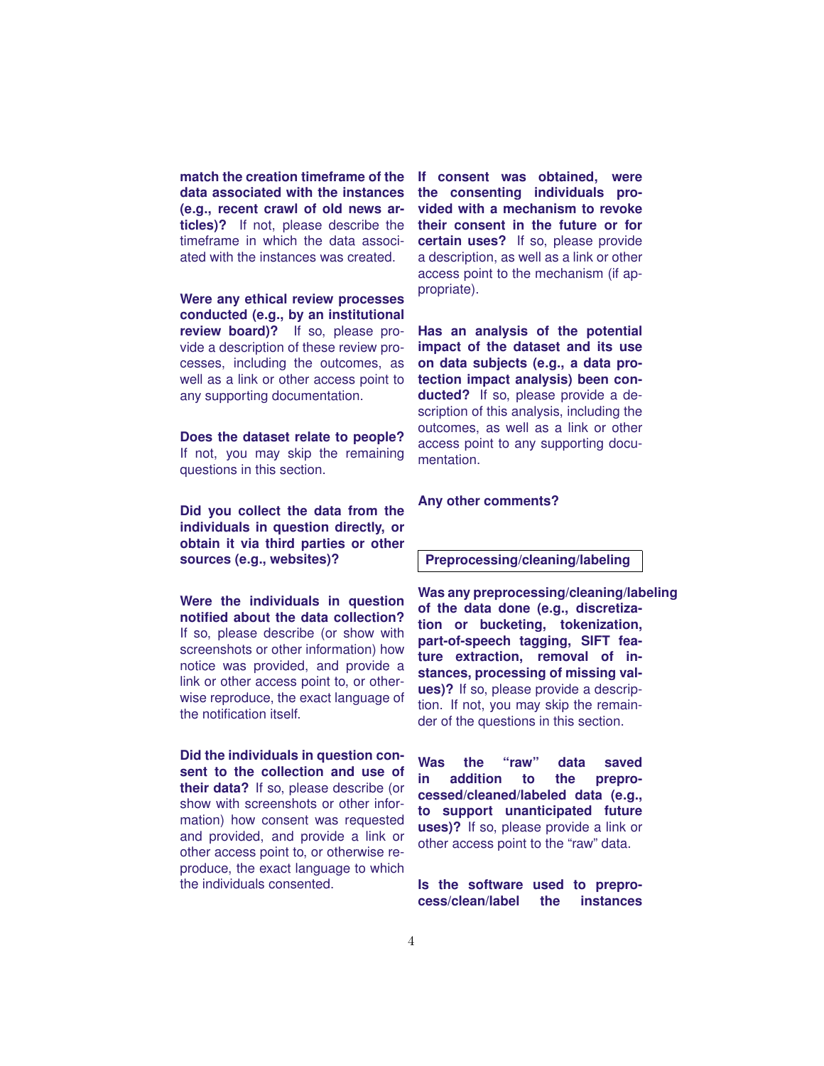**match the creation timeframe of the data associated with the instances (e.g., recent crawl of old news articles)?** If not, please describe the timeframe in which the data associated with the instances was created.

**Were any ethical review processes conducted (e.g., by an institutional review board)?** If so, please provide a description of these review processes, including the outcomes, as well as a link or other access point to any supporting documentation.

**Does the dataset relate to people?** If not, you may skip the remaining questions in this section.

**Did you collect the data from the individuals in question directly, or obtain it via third parties or other sources (e.g., websites)?**

**Were the individuals in question notified about the data collection?** If so, please describe (or show with screenshots or other information) how notice was provided, and provide a link or other access point to, or otherwise reproduce, the exact language of the notification itself.

**Did the individuals in question consent to the collection and use of their data?** If so, please describe (or show with screenshots or other information) how consent was requested and provided, and provide a link or other access point to, or otherwise reproduce, the exact language to which the individuals consented.

**If consent was obtained, were the consenting individuals provided with a mechanism to revoke their consent in the future or for certain uses?** If so, please provide a description, as well as a link or other access point to the mechanism (if appropriate).

**Has an analysis of the potential impact of the dataset and its use on data subjects (e.g., a data protection impact analysis) been conducted?** If so, please provide a description of this analysis, including the outcomes, as well as a link or other access point to any supporting documentation.

**Any other comments?**

## Preprocessing/cleaning/labeling

**Was any preprocessing/cleaning/labeling of the data done (e.g., discretization or bucketing, tokenization, part-of-speech tagging, SIFT feature extraction, removal of instances, processing of missing values)?** If so, please provide a description. If not, you may skip the remainder of the questions in this section.

**Was the "raw" data saved in addition to the preprocessed/cleaned/labeled data (e.g., to support unanticipated future uses)?** If so, please provide a link or other access point to the "raw" data.

**Is the software used to preprocess/clean/label the instances**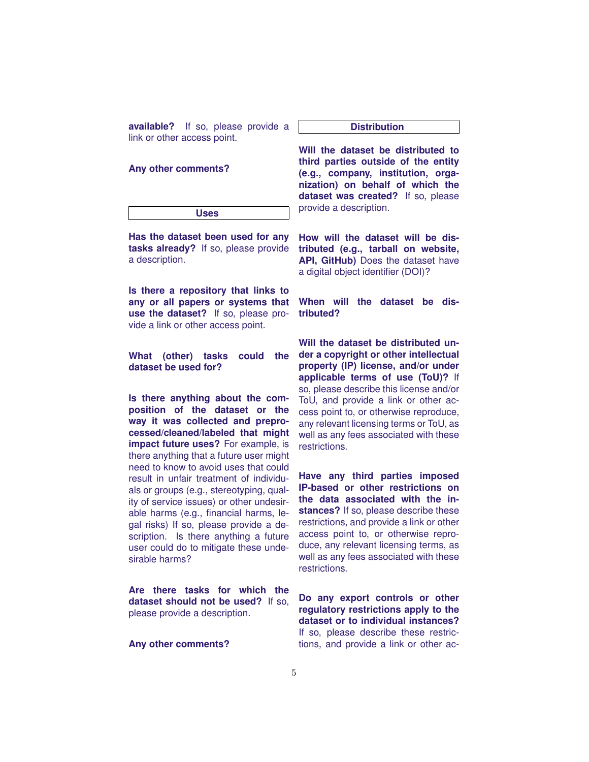**available?** If so, please provide a link or other access point.

**Any other comments?**

## Uses

**Has the dataset been used for any tasks already?** If so, please provide a description.

**Is there a repository that links to any or all papers or systems that use the dataset?** If so, please provide a link or other access point.

**What (other) tasks could the dataset be used for?**

**Is there anything about the composition of the dataset or the way it was collected and preprocessed/cleaned/labeled that might impact future uses?** For example, is there anything that a future user might need to know to avoid uses that could result in unfair treatment of individuals or groups (e.g., stereotyping, quality of service issues) or other undesirable harms (e.g., financial harms, legal risks) If so, please provide a description. Is there anything a future user could do to mitigate these undesirable harms?

**Are there tasks for which the dataset should not be used?** If so, please provide a description.

**Any other comments?**

## Distribution

**Will the dataset be distributed to third parties outside of the entity (e.g., company, institution, organization) on behalf of which the dataset was created?** If so, please provide a description.

**How will the dataset will be distributed (e.g., tarball on website, API, GitHub)** Does the dataset have a digital object identifier (DOI)?

**When will the dataset be distributed?**

**Will the dataset be distributed under a copyright or other intellectual property (IP) license, and/or under applicable terms of use (ToU)?** If so, please describe this license and/or ToU, and provide a link or other access point to, or otherwise reproduce, any relevant licensing terms or ToU, as well as any fees associated with these restrictions.

**Have any third parties imposed IP-based or other restrictions on the data associated with the instances?** If so, please describe these restrictions, and provide a link or other access point to, or otherwise reproduce, any relevant licensing terms, as well as any fees associated with these restrictions.

**Do any export controls or other regulatory restrictions apply to the dataset or to individual instances?** If so, please describe these restrictions, and provide a link or other ac-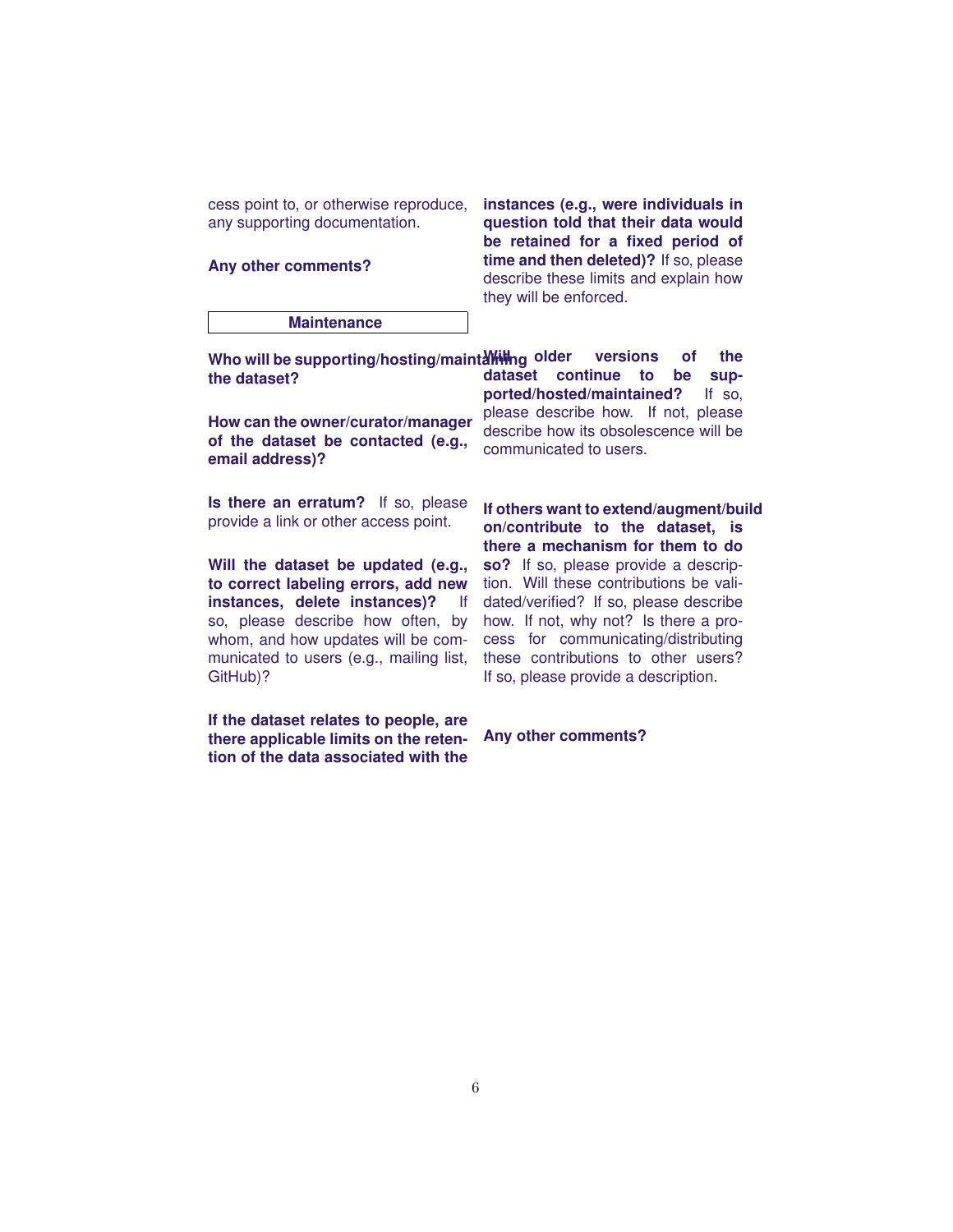cess point to, or otherwise reproduce, any supporting documentation.

**Any other comments?**

## Maintenance

**Who will be supporting/hosting/maintaining the dataset?**

**How can the owner/curator/manager of the dataset be contacted (e.g., email address)?**

**Is there an erratum?** If so, please provide a link or other access point.

**Will the dataset be updated (e.g., to correct labeling errors, add new instances, delete instances)?** If so, please describe how often, by whom, and how updates will be communicated to users (e.g., mailing list, GitHub)?

**If the dataset relates to people, are there applicable limits on the retention of the data associated with the instances (e.g., were individuals in question told that their data would be retained for a fixed period of time and then deleted)?** If so, please describe these limits and explain how they will be enforced.

**Will older versions of the dataset continue to be supported/hosted/maintained?** If so, please describe how. If not, please describe how its obsolescence will be communicated to users.

**If others want to extend/augment/build on/contribute to the dataset, is there a mechanism for them to do so?** If so, please provide a description. Will these contributions be validated/verified? If so, please describe how. If not, why not? Is there a process for communicating/distributing these contributions to other users? If so, please provide a description.

**Any other comments?**